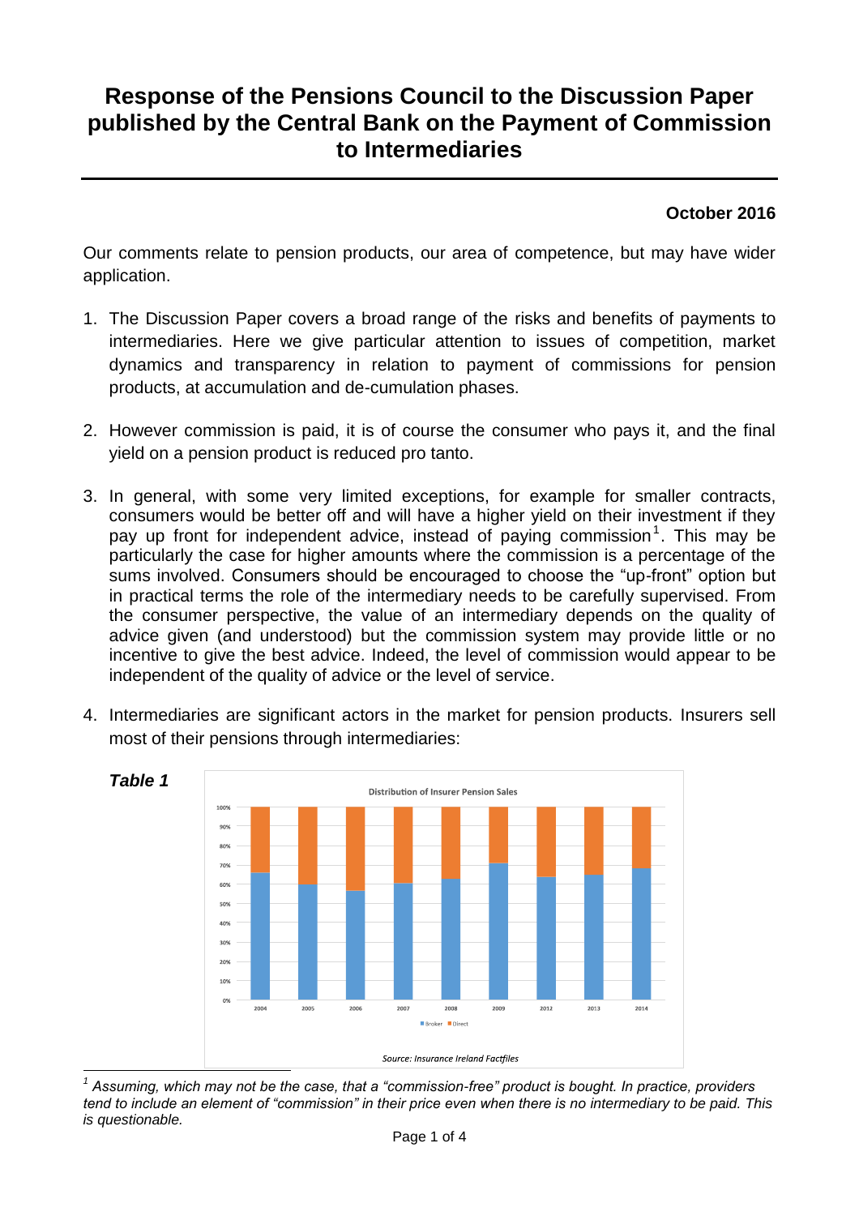# Response of the Pensions Council to the Discussion Paper published by the Central Bank on the Payment of Commission to Intermediaries

**October 2016**

Our comments relate to pension products, our area of competence, but may have wider application.

1. The Discussion Paper covers a broad range of the risks and benefits of payments to intermediaries. Here we give particular attention to issues of competition, market dynamics and transparency in relation to payment of commissions for pension products, at accumulation and de-cumulation phases.

2. However commission is paid, it is of course the consumer who pays it, and the final yield on a pension product is reduced pro tanto.

3. In general, with some very limited exceptions, for example for smaller contracts, consumers would be better off and will have a higher yield on their investment if they pay up front for independent advice, instead of paying commission[1]. This may be particularly the case for higher amounts where the commission is a percentage of the sums involved. Consumers should be encouraged to choose the "up-front" option but in practical terms the role of the intermediary needs to be carefully supervised. From the consumer perspective, the value of an intermediary depends on the quality of advice given (and understood) but the commission system may provide little or no incentive to give the best advice. Indeed, the level of commission would appear to be independent of the quality of advice or the level of service.

4. Intermediaries are significant actors in the market for pension products. Insurers sell most of their pensions through intermediaries:

***Table 1***

Distribution of Insurer Pension Sales

■ Broker ■ Direct

Source: Insurance Ireland Factfiles

[1] *Assuming, which may not be the case, that a "commission-free" product is bought. In practice, providers tend to include an element of "commission" in their price even when there is no intermediary to be paid. This is questionable.*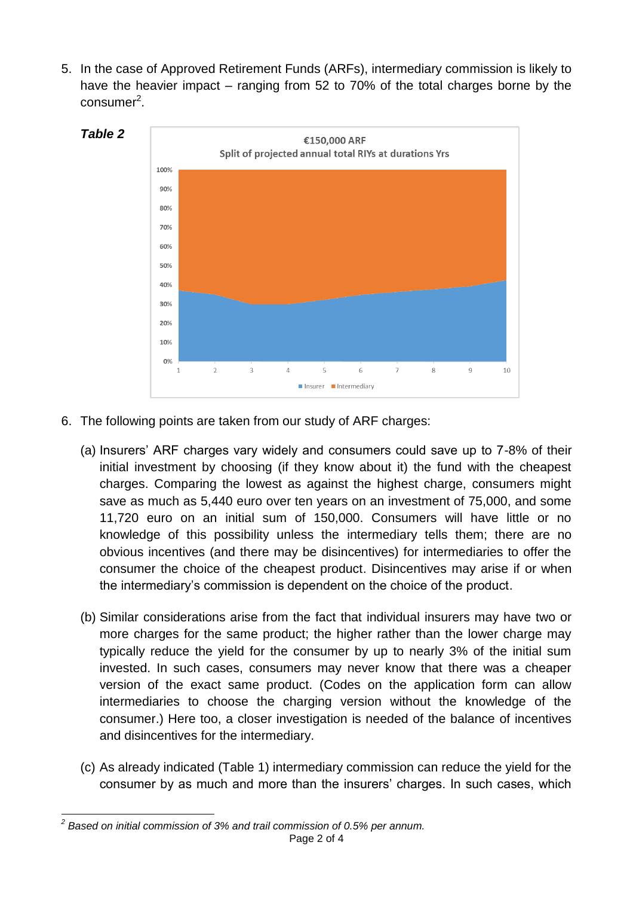5. In the case of Approved Retirement Funds (ARFs), intermediary commission is likely to have the heavier impact – ranging from 52 to 70% of the total charges borne by the consumer[2].

***Table 2***

€150,000 ARF
Split of projected annual total RIYs at durations Yrs

6. The following points are taken from our study of ARF charges:

   (a) Insurers' ARF charges vary widely and consumers could save up to 7-8% of their initial investment by choosing (if they know about it) the fund with the cheapest charges. Comparing the lowest as against the highest charge, consumers might save as much as 5,440 euro over ten years on an investment of 75,000, and some 11,720 euro on an initial sum of 150,000. Consumers will have little or no knowledge of this possibility unless the intermediary tells them; there are no obvious incentives (and there may be disincentives) for intermediaries to offer the consumer the choice of the cheapest product. Disincentives may arise if or when the intermediary's commission is dependent on the choice of the product.

   (b) Similar considerations arise from the fact that individual insurers may have two or more charges for the same product; the higher rather than the lower charge may typically reduce the yield for the consumer by up to nearly 3% of the initial sum invested. In such cases, consumers may never know that there was a cheaper version of the exact same product. (Codes on the application form can allow intermediaries to choose the charging version without the knowledge of the consumer.) Here too, a closer investigation is needed of the balance of incentives and disincentives for the intermediary.

   (c) As already indicated (Table 1) intermediary commission can reduce the yield for the consumer by as much and more than the insurers' charges. In such cases, which

---

[2] *Based on initial commission of 3% and trail commission of 0.5% per annum.*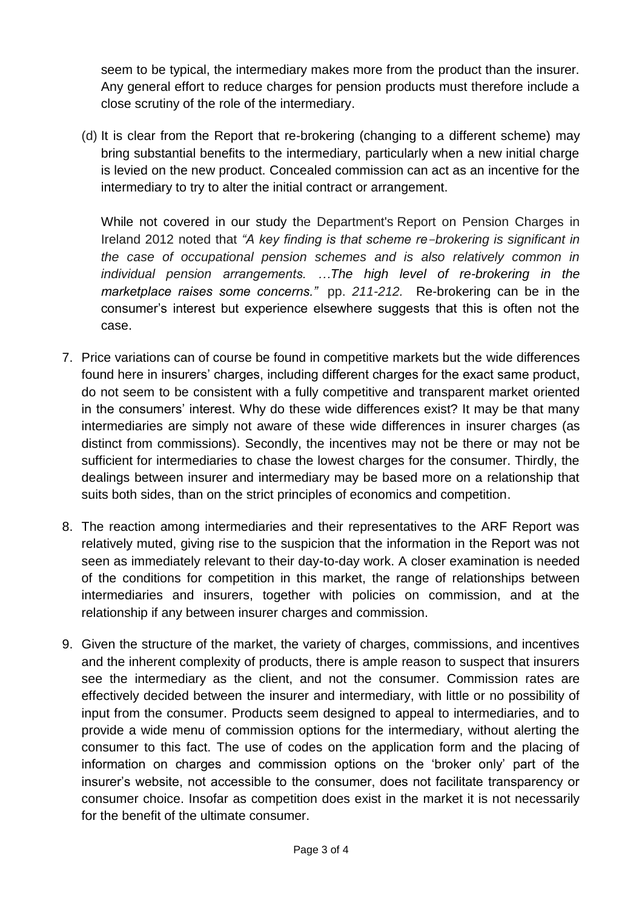seem to be typical, the intermediary makes more from the product than the insurer. Any general effort to reduce charges for pension products must therefore include a close scrutiny of the role of the intermediary.

(d) It is clear from the Report that re-brokering (changing to a different scheme) may bring substantial benefits to the intermediary, particularly when a new initial charge is levied on the new product. Concealed commission can act as an incentive for the intermediary to try to alter the initial contract or arrangement.

While not covered in our study the Department's Report on Pension Charges in Ireland 2012 noted that *"A key finding is that scheme re-brokering is significant in the case of occupational pension schemes and is also relatively common in individual pension arrangements. …The high level of re-brokering in the marketplace raises some concerns."* pp. *211-212.* Re-brokering can be in the consumer's interest but experience elsewhere suggests that this is often not the case.

7. Price variations can of course be found in competitive markets but the wide differences found here in insurers' charges, including different charges for the exact same product, do not seem to be consistent with a fully competitive and transparent market oriented in the consumers' interest. Why do these wide differences exist? It may be that many intermediaries are simply not aware of these wide differences in insurer charges (as distinct from commissions). Secondly, the incentives may not be there or may not be sufficient for intermediaries to chase the lowest charges for the consumer. Thirdly, the dealings between insurer and intermediary may be based more on a relationship that suits both sides, than on the strict principles of economics and competition.

8. The reaction among intermediaries and their representatives to the ARF Report was relatively muted, giving rise to the suspicion that the information in the Report was not seen as immediately relevant to their day-to-day work. A closer examination is needed of the conditions for competition in this market, the range of relationships between intermediaries and insurers, together with policies on commission, and at the relationship if any between insurer charges and commission.

9. Given the structure of the market, the variety of charges, commissions, and incentives and the inherent complexity of products, there is ample reason to suspect that insurers see the intermediary as the client, and not the consumer. Commission rates are effectively decided between the insurer and intermediary, with little or no possibility of input from the consumer. Products seem designed to appeal to intermediaries, and to provide a wide menu of commission options for the intermediary, without alerting the consumer to this fact. The use of codes on the application form and the placing of information on charges and commission options on the 'broker only' part of the insurer's website, not accessible to the consumer, does not facilitate transparency or consumer choice. Insofar as competition does exist in the market it is not necessarily for the benefit of the ultimate consumer.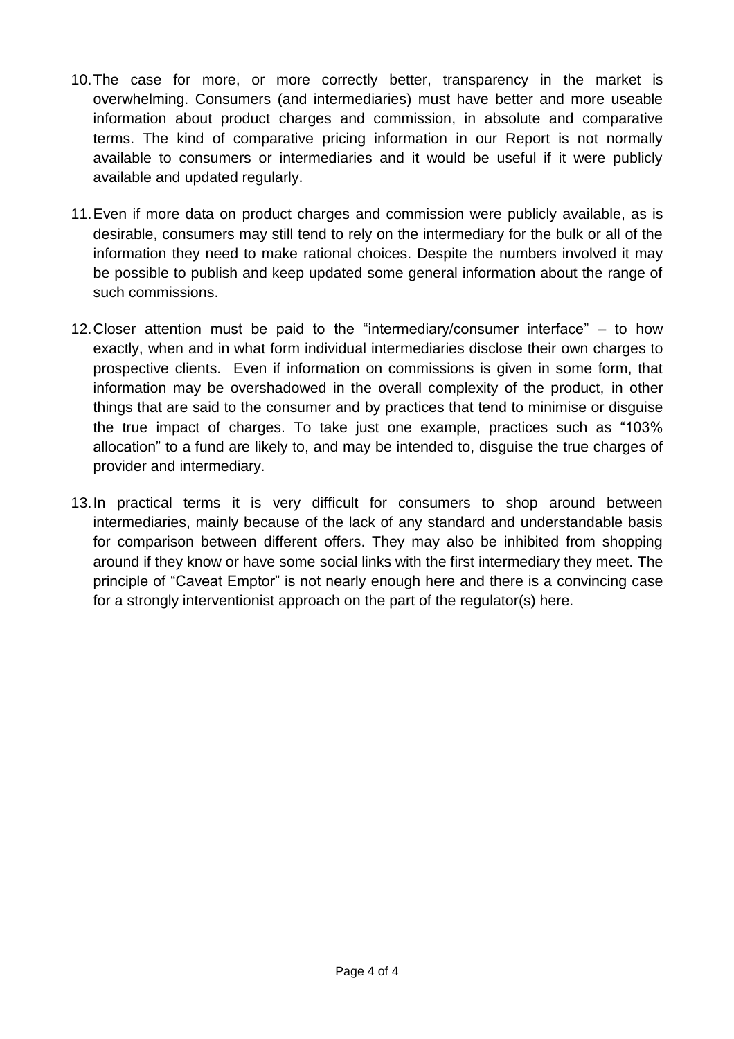10. The case for more, or more correctly better, transparency in the market is overwhelming. Consumers (and intermediaries) must have better and more useable information about product charges and commission, in absolute and comparative terms. The kind of comparative pricing information in our Report is not normally available to consumers or intermediaries and it would be useful if it were publicly available and updated regularly.

11. Even if more data on product charges and commission were publicly available, as is desirable, consumers may still tend to rely on the intermediary for the bulk or all of the information they need to make rational choices. Despite the numbers involved it may be possible to publish and keep updated some general information about the range of such commissions.

12. Closer attention must be paid to the "intermediary/consumer interface" – to how exactly, when and in what form individual intermediaries disclose their own charges to prospective clients. Even if information on commissions is given in some form, that information may be overshadowed in the overall complexity of the product, in other things that are said to the consumer and by practices that tend to minimise or disguise the true impact of charges. To take just one example, practices such as "103% allocation" to a fund are likely to, and may be intended to, disguise the true charges of provider and intermediary.

13. In practical terms it is very difficult for consumers to shop around between intermediaries, mainly because of the lack of any standard and understandable basis for comparison between different offers. They may also be inhibited from shopping around if they know or have some social links with the first intermediary they meet. The principle of "Caveat Emptor" is not nearly enough here and there is a convincing case for a strongly interventionist approach on the part of the regulator(s) here.